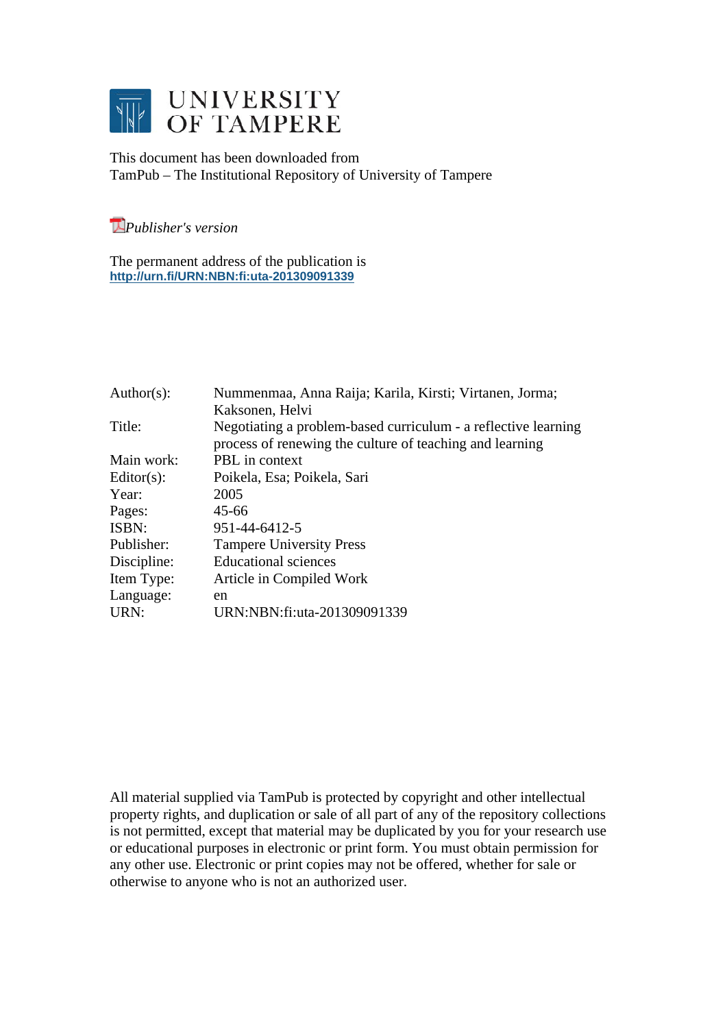UNIVERSITY OF TAMPERE

This document has been downloaded from
TamPub – The Institutional Repository of University of Tampere

*Publisher's version*

The permanent address of the publication is
http://urn.fi/URN:NBN:fi:uta-201309091339

| | |
|---|---|
| Author(s): | Nummenmaa, Anna Raija; Karila, Kirsti; Virtanen, Jorma; Kaksonen, Helvi |
| Title: | Negotiating a problem-based curriculum - a reflective learning process of renewing the culture of teaching and learning |
| Main work: | PBL in context |
| Editor(s): | Poikela, Esa; Poikela, Sari |
| Year: | 2005 |
| Pages: | 45-66 |
| ISBN: | 951-44-6412-5 |
| Publisher: | Tampere University Press |
| Discipline: | Educational sciences |
| Item Type: | Article in Compiled Work |
| Language: | en |
| URN: | URN:NBN:fi:uta-201309091339 |

All material supplied via TamPub is protected by copyright and other intellectual property rights, and duplication or sale of all part of any of the repository collections is not permitted, except that material may be duplicated by you for your research use or educational purposes in electronic or print form. You must obtain permission for any other use. Electronic or print copies may not be offered, whether for sale or otherwise to anyone who is not an authorized user.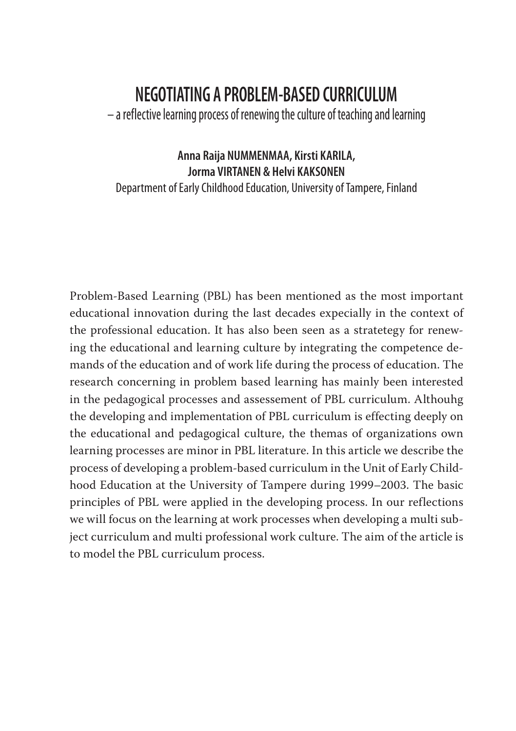# NEGOTIATING A PROBLEM-BASED CURRICULUM

– a reflective learning process of renewing the culture of teaching and learning

**Anna Raija NUMMENMAA, Kirsti KARILA, Jorma VIRTANEN & Helvi KAKSONEN**
Department of Early Childhood Education, University of Tampere, Finland

Problem-Based Learning (PBL) has been mentioned as the most important educational innovation during the last decades expecially in the context of the professional education. It has also been seen as a stratetegy for renewing the educational and learning culture by integrating the competence demands of the education and of work life during the process of education. The research concerning in problem based learning has mainly been interested in the pedagogical processes and assessement of PBL curriculum. Althouhg the developing and implementation of PBL curriculum is effecting deeply on the educational and pedagogical culture, the themas of organizations own learning processes are minor in PBL literature. In this article we describe the process of developing a problem-based curriculum in the Unit of Early Childhood Education at the University of Tampere during 1999–2003. The basic principles of PBL were applied in the developing process. In our reflections we will focus on the learning at work processes when developing a multi subject curriculum and multi professional work culture. The aim of the article is to model the PBL curriculum process.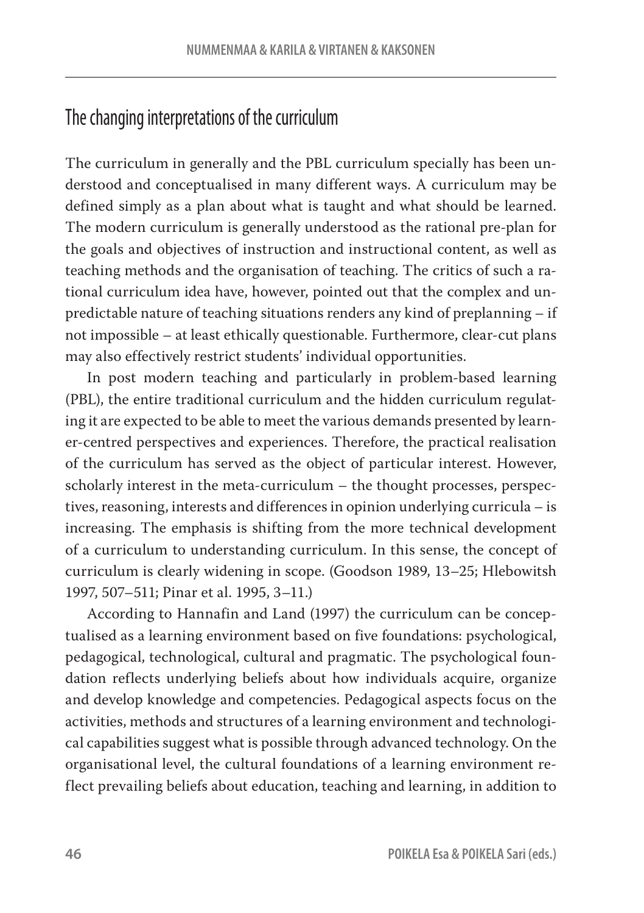## The changing interpretations of the curriculum

The curriculum in generally and the PBL curriculum specially has been understood and conceptualised in many different ways. A curriculum may be defined simply as a plan about what is taught and what should be learned. The modern curriculum is generally understood as the rational pre-plan for the goals and objectives of instruction and instructional content, as well as teaching methods and the organisation of teaching. The critics of such a rational curriculum idea have, however, pointed out that the complex and unpredictable nature of teaching situations renders any kind of preplanning – if not impossible – at least ethically questionable. Furthermore, clear-cut plans may also effectively restrict students' individual opportunities.

In post modern teaching and particularly in problem-based learning (PBL), the entire traditional curriculum and the hidden curriculum regulating it are expected to be able to meet the various demands presented by learner-centred perspectives and experiences. Therefore, the practical realisation of the curriculum has served as the object of particular interest. However, scholarly interest in the meta-curriculum – the thought processes, perspectives, reasoning, interests and differences in opinion underlying curricula – is increasing. The emphasis is shifting from the more technical development of a curriculum to understanding curriculum. In this sense, the concept of curriculum is clearly widening in scope. (Goodson 1989, 13–25; Hlebowitsh 1997, 507–511; Pinar et al. 1995, 3–11.)

According to Hannafin and Land (1997) the curriculum can be conceptualised as a learning environment based on five foundations: psychological, pedagogical, technological, cultural and pragmatic. The psychological foundation reflects underlying beliefs about how individuals acquire, organize and develop knowledge and competencies. Pedagogical aspects focus on the activities, methods and structures of a learning environment and technological capabilities suggest what is possible through advanced technology. On the organisational level, the cultural foundations of a learning environment reflect prevailing beliefs about education, teaching and learning, in addition to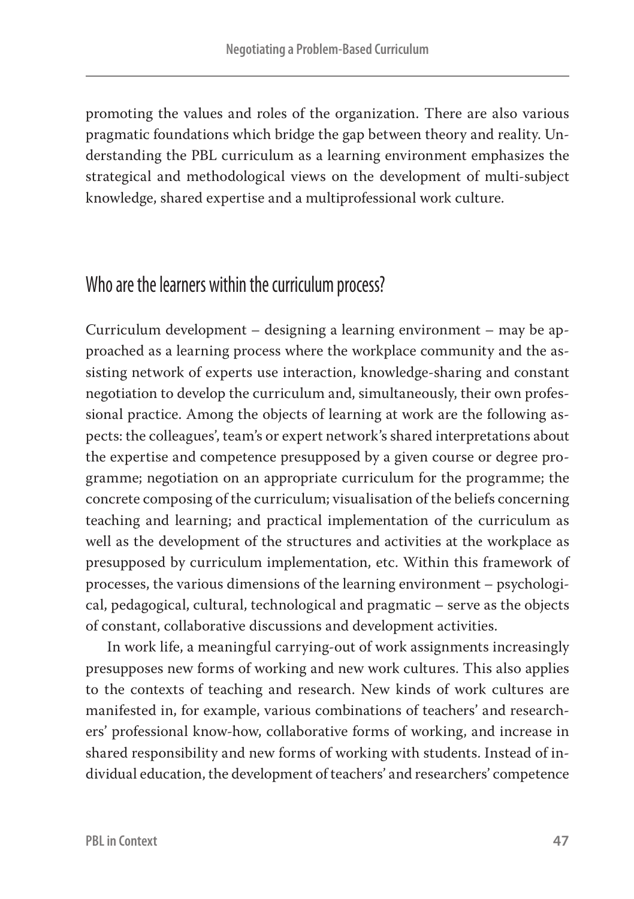promoting the values and roles of the organization. There are also various pragmatic foundations which bridge the gap between theory and reality. Understanding the PBL curriculum as a learning environment emphasizes the strategical and methodological views on the development of multi-subject knowledge, shared expertise and a multiprofessional work culture.

## Who are the learners within the curriculum process?

Curriculum development – designing a learning environment – may be approached as a learning process where the workplace community and the assisting network of experts use interaction, knowledge-sharing and constant negotiation to develop the curriculum and, simultaneously, their own professional practice. Among the objects of learning at work are the following aspects: the colleagues', team's or expert network's shared interpretations about the expertise and competence presupposed by a given course or degree programme; negotiation on an appropriate curriculum for the programme; the concrete composing of the curriculum; visualisation of the beliefs concerning teaching and learning; and practical implementation of the curriculum as well as the development of the structures and activities at the workplace as presupposed by curriculum implementation, etc. Within this framework of processes, the various dimensions of the learning environment – psychological, pedagogical, cultural, technological and pragmatic – serve as the objects of constant, collaborative discussions and development activities.

In work life, a meaningful carrying-out of work assignments increasingly presupposes new forms of working and new work cultures. This also applies to the contexts of teaching and research. New kinds of work cultures are manifested in, for example, various combinations of teachers' and researchers' professional know-how, collaborative forms of working, and increase in shared responsibility and new forms of working with students. Instead of individual education, the development of teachers' and researchers' competence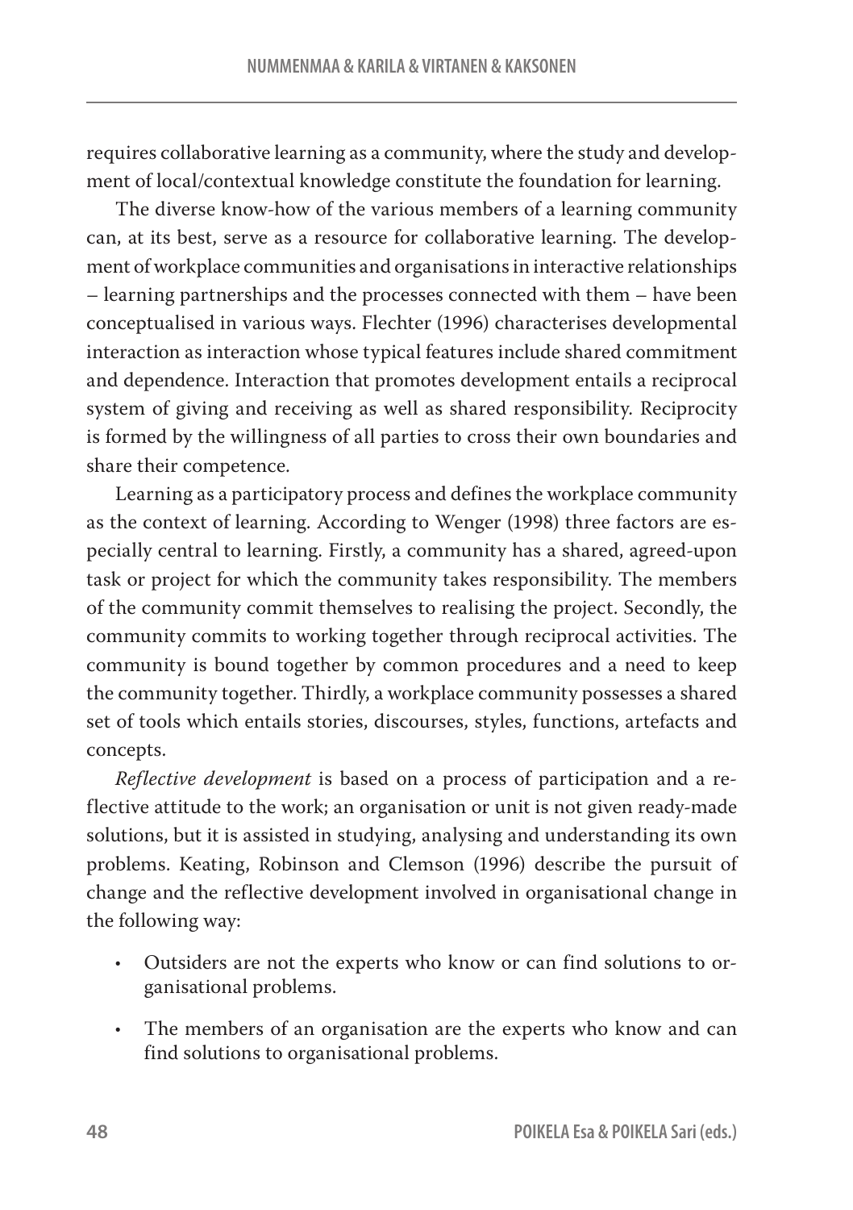requires collaborative learning as a community, where the study and development of local/contextual knowledge constitute the foundation for learning.

The diverse know-how of the various members of a learning community can, at its best, serve as a resource for collaborative learning. The development of workplace communities and organisations in interactive relationships – learning partnerships and the processes connected with them – have been conceptualised in various ways. Flechter (1996) characterises developmental interaction as interaction whose typical features include shared commitment and dependence. Interaction that promotes development entails a reciprocal system of giving and receiving as well as shared responsibility. Reciprocity is formed by the willingness of all parties to cross their own boundaries and share their competence.

Learning as a participatory process and defines the workplace community as the context of learning. According to Wenger (1998) three factors are especially central to learning. Firstly, a community has a shared, agreed-upon task or project for which the community takes responsibility. The members of the community commit themselves to realising the project. Secondly, the community commits to working together through reciprocal activities. The community is bound together by common procedures and a need to keep the community together. Thirdly, a workplace community possesses a shared set of tools which entails stories, discourses, styles, functions, artefacts and concepts.

*Reflective development* is based on a process of participation and a reflective attitude to the work; an organisation or unit is not given ready-made solutions, but it is assisted in studying, analysing and understanding its own problems. Keating, Robinson and Clemson (1996) describe the pursuit of change and the reflective development involved in organisational change in the following way:

- Outsiders are not the experts who know or can find solutions to organisational problems.
- The members of an organisation are the experts who know and can find solutions to organisational problems.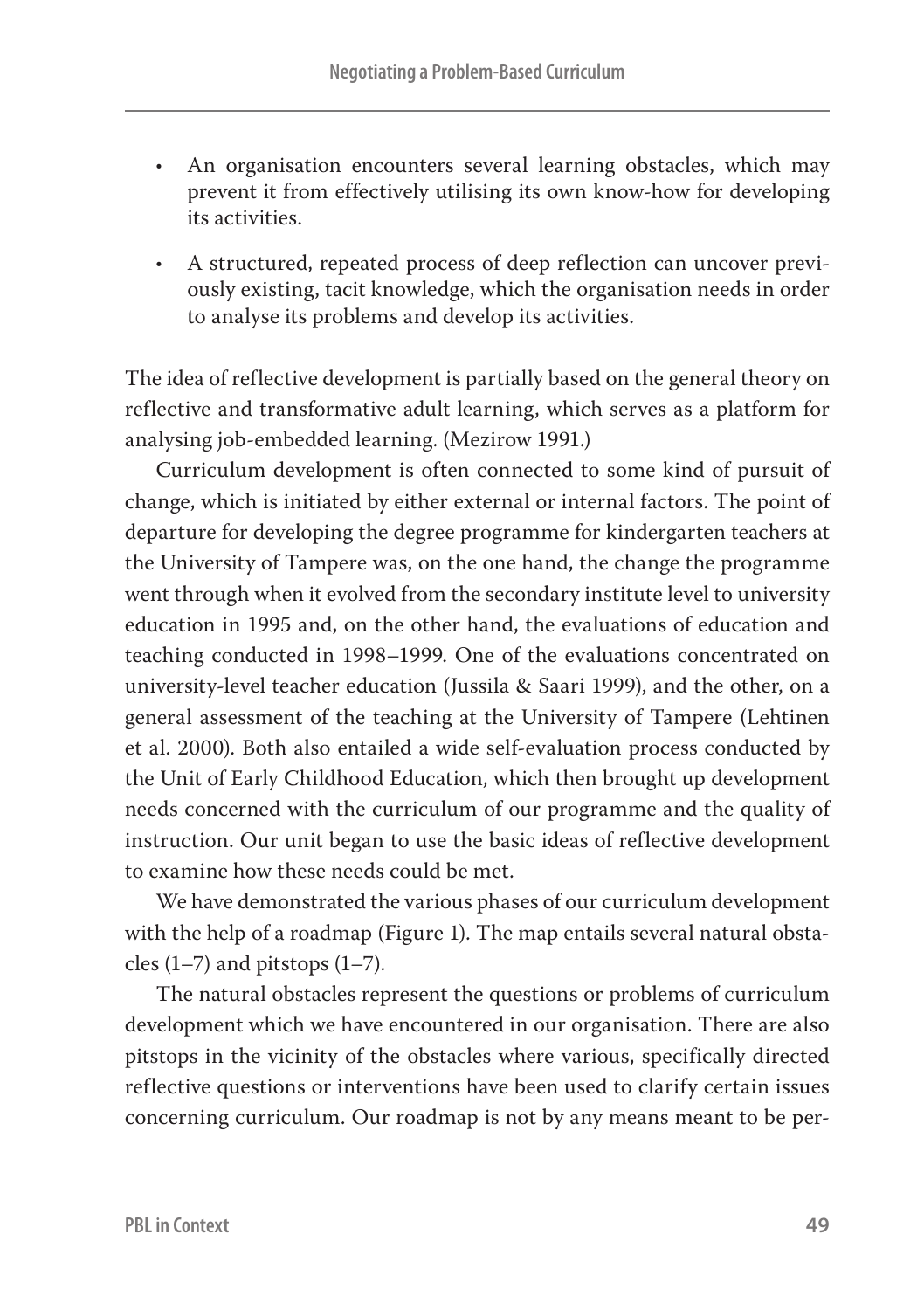- An organisation encounters several learning obstacles, which may prevent it from effectively utilising its own know-how for developing its activities.
- A structured, repeated process of deep reflection can uncover previously existing, tacit knowledge, which the organisation needs in order to analyse its problems and develop its activities.

The idea of reflective development is partially based on the general theory on reflective and transformative adult learning, which serves as a platform for analysing job-embedded learning. (Mezirow 1991.)

Curriculum development is often connected to some kind of pursuit of change, which is initiated by either external or internal factors. The point of departure for developing the degree programme for kindergarten teachers at the University of Tampere was, on the one hand, the change the programme went through when it evolved from the secondary institute level to university education in 1995 and, on the other hand, the evaluations of education and teaching conducted in 1998–1999. One of the evaluations concentrated on university-level teacher education (Jussila & Saari 1999), and the other, on a general assessment of the teaching at the University of Tampere (Lehtinen et al. 2000). Both also entailed a wide self-evaluation process conducted by the Unit of Early Childhood Education, which then brought up development needs concerned with the curriculum of our programme and the quality of instruction. Our unit began to use the basic ideas of reflective development to examine how these needs could be met.

We have demonstrated the various phases of our curriculum development with the help of a roadmap (Figure 1). The map entails several natural obstacles (1–7) and pitstops (1–7).

The natural obstacles represent the questions or problems of curriculum development which we have encountered in our organisation. There are also pitstops in the vicinity of the obstacles where various, specifically directed reflective questions or interventions have been used to clarify certain issues concerning curriculum. Our roadmap is not by any means meant to be per-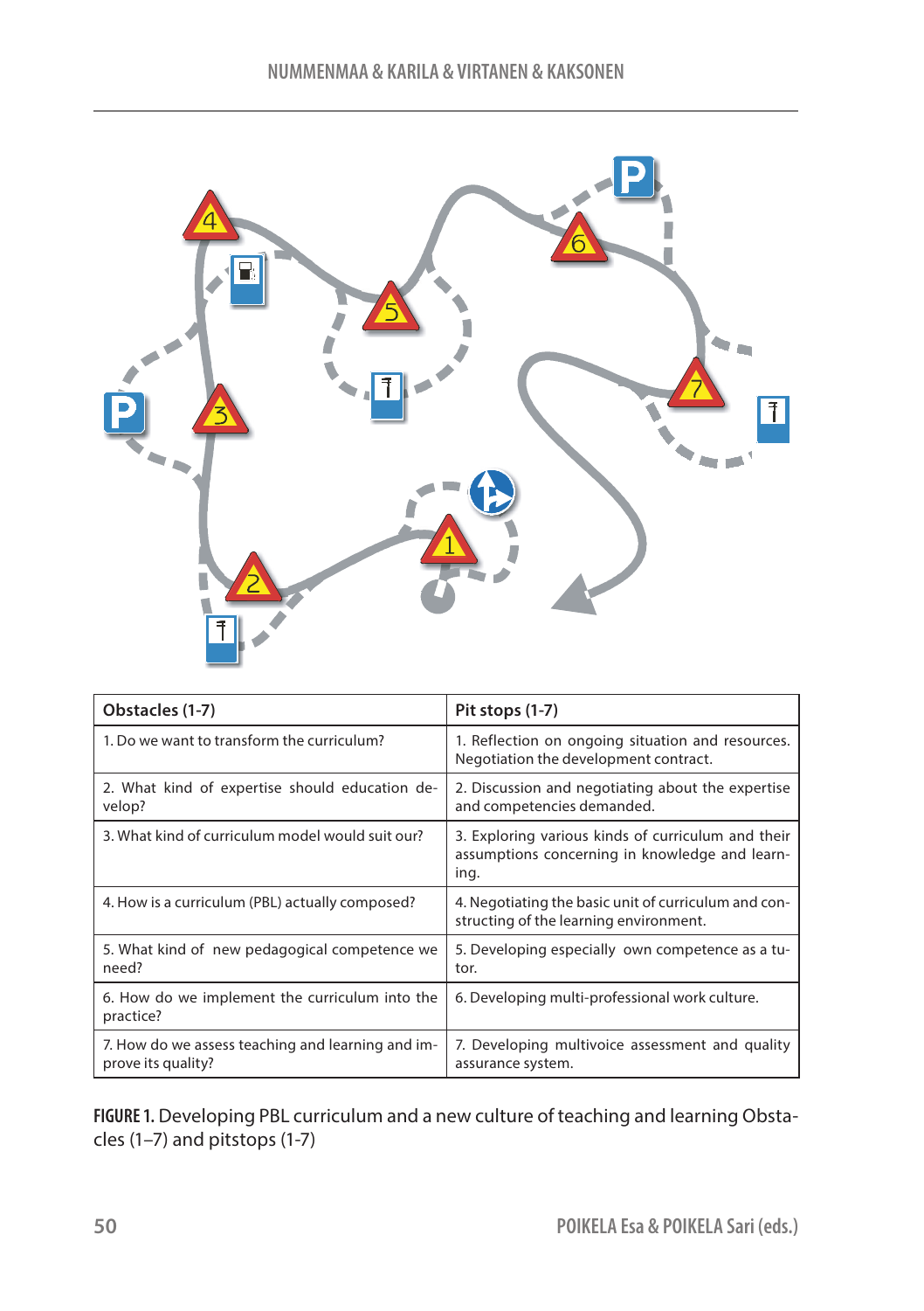| Obstacles (1-7) | Pit stops (1-7) |
|---|---|
| 1. Do we want to transform the curriculum? | 1. Reflection on ongoing situation and resources. Negotiation the development contract. |
| 2. What kind of expertise should education develop? | 2. Discussion and negotiating about the expertise and competencies demanded. |
| 3. What kind of curriculum model would suit our? | 3. Exploring various kinds of curriculum and their assumptions concerning in knowledge and learning. |
| 4. How is a curriculum (PBL) actually composed? | 4. Negotiating the basic unit of curriculum and constructing of the learning environment. |
| 5. What kind of new pedagogical competence we need? | 5. Developing especially own competence as a tutor. |
| 6. How do we implement the curriculum into the practice? | 6. Developing multi-professional work culture. |
| 7. How do we assess teaching and learning and improve its quality? | 7. Developing multivoice assessment and quality assurance system. |

**FIGURE 1.** Developing PBL curriculum and a new culture of teaching and learning Obstacles (1–7) and pitstops (1-7)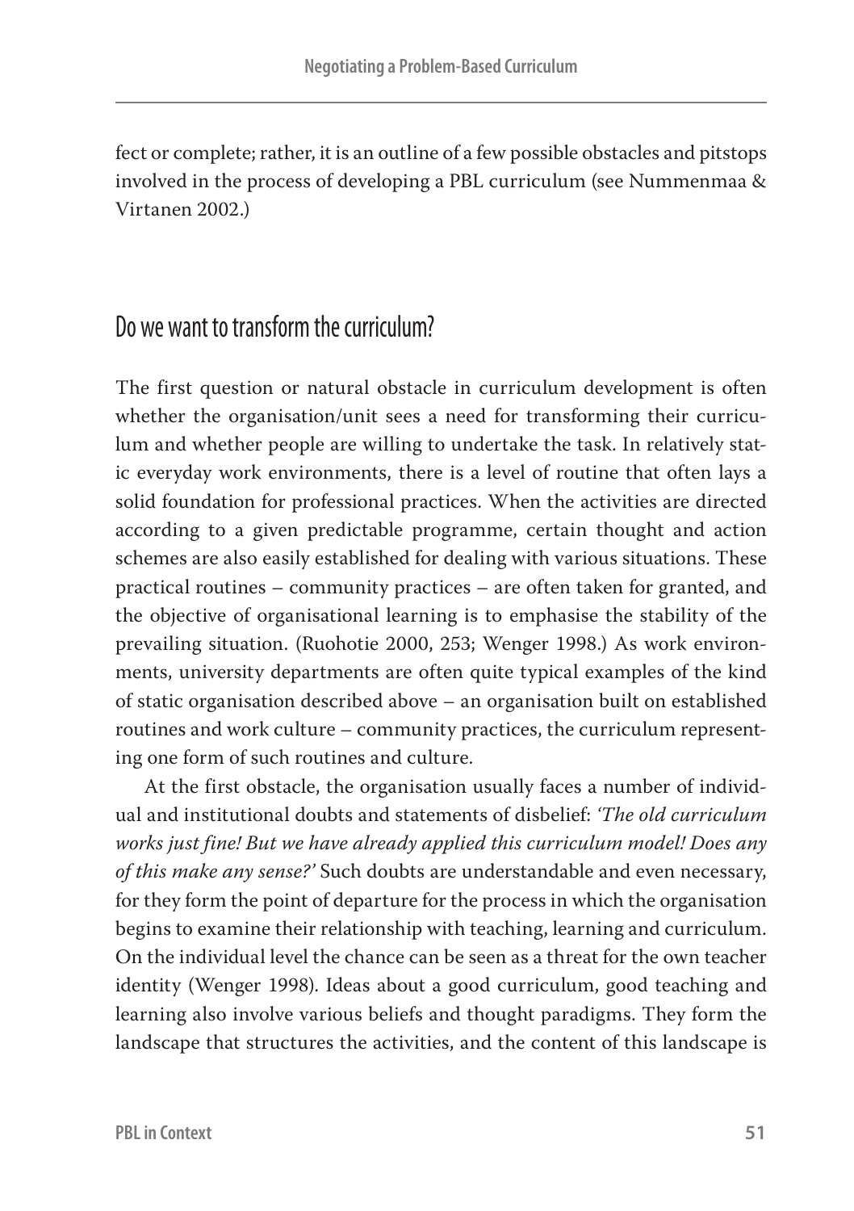fect or complete; rather, it is an outline of a few possible obstacles and pitstops involved in the process of developing a PBL curriculum (see Nummenmaa & Virtanen 2002.)

## Do we want to transform the curriculum?

The first question or natural obstacle in curriculum development is often whether the organisation/unit sees a need for transforming their curriculum and whether people are willing to undertake the task. In relatively static everyday work environments, there is a level of routine that often lays a solid foundation for professional practices. When the activities are directed according to a given predictable programme, certain thought and action schemes are also easily established for dealing with various situations. These practical routines – community practices – are often taken for granted, and the objective of organisational learning is to emphasise the stability of the prevailing situation. (Ruohotie 2000, 253; Wenger 1998.) As work environments, university departments are often quite typical examples of the kind of static organisation described above – an organisation built on established routines and work culture – community practices, the curriculum representing one form of such routines and culture.

At the first obstacle, the organisation usually faces a number of individual and institutional doubts and statements of disbelief: *'The old curriculum works just fine! But we have already applied this curriculum model! Does any of this make any sense?'* Such doubts are understandable and even necessary, for they form the point of departure for the process in which the organisation begins to examine their relationship with teaching, learning and curriculum. On the individual level the chance can be seen as a threat for the own teacher identity (Wenger 1998). Ideas about a good curriculum, good teaching and learning also involve various beliefs and thought paradigms. They form the landscape that structures the activities, and the content of this landscape is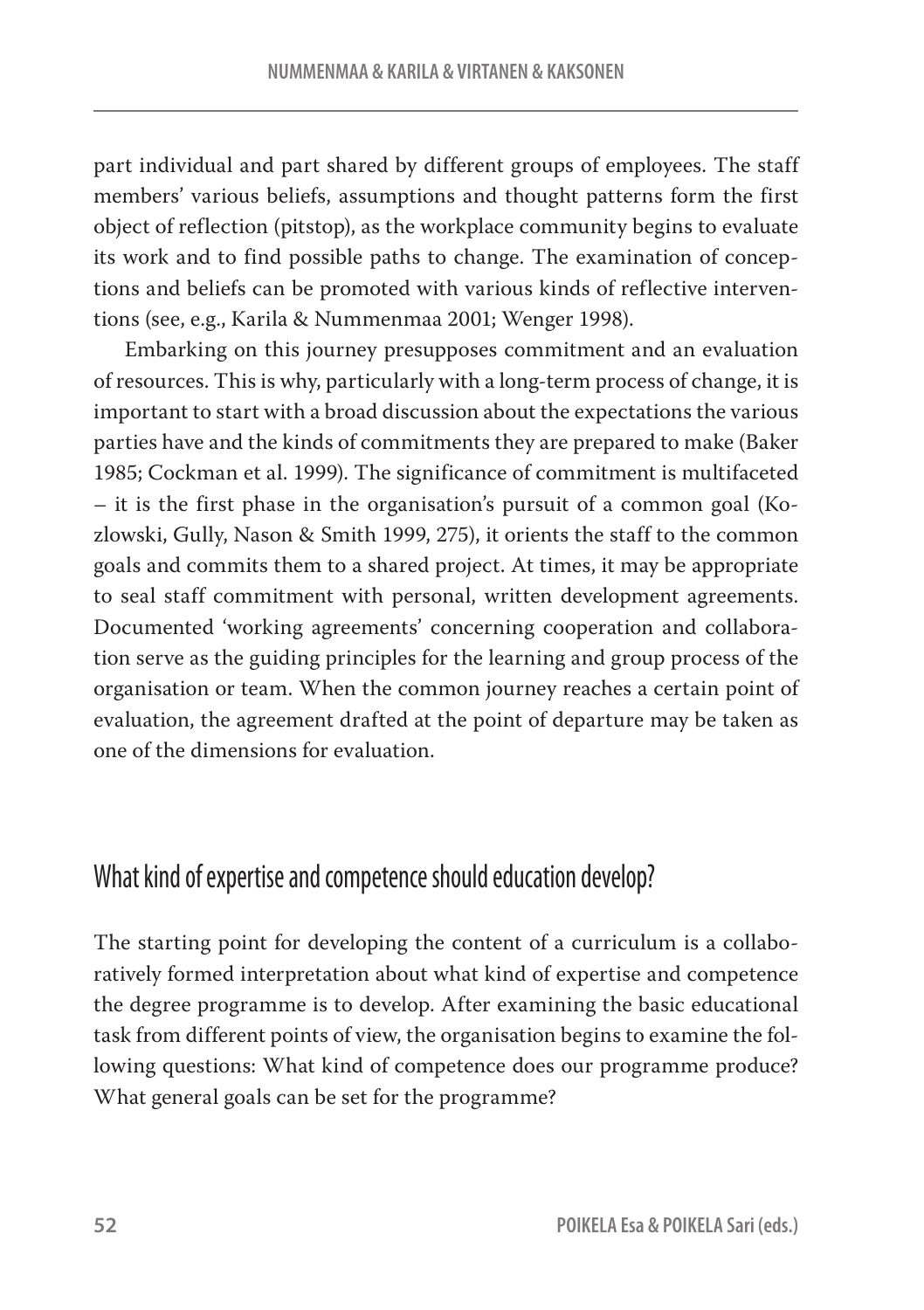part individual and part shared by different groups of employees. The staff members' various beliefs, assumptions and thought patterns form the first object of reflection (pitstop), as the workplace community begins to evaluate its work and to find possible paths to change. The examination of conceptions and beliefs can be promoted with various kinds of reflective interventions (see, e.g., Karila & Nummenmaa 2001; Wenger 1998).

Embarking on this journey presupposes commitment and an evaluation of resources. This is why, particularly with a long-term process of change, it is important to start with a broad discussion about the expectations the various parties have and the kinds of commitments they are prepared to make (Baker 1985; Cockman et al. 1999). The significance of commitment is multifaceted – it is the first phase in the organisation's pursuit of a common goal (Kozlowski, Gully, Nason & Smith 1999, 275), it orients the staff to the common goals and commits them to a shared project. At times, it may be appropriate to seal staff commitment with personal, written development agreements. Documented 'working agreements' concerning cooperation and collaboration serve as the guiding principles for the learning and group process of the organisation or team. When the common journey reaches a certain point of evaluation, the agreement drafted at the point of departure may be taken as one of the dimensions for evaluation.

## What kind of expertise and competence should education develop?

The starting point for developing the content of a curriculum is a collaboratively formed interpretation about what kind of expertise and competence the degree programme is to develop. After examining the basic educational task from different points of view, the organisation begins to examine the following questions: What kind of competence does our programme produce? What general goals can be set for the programme?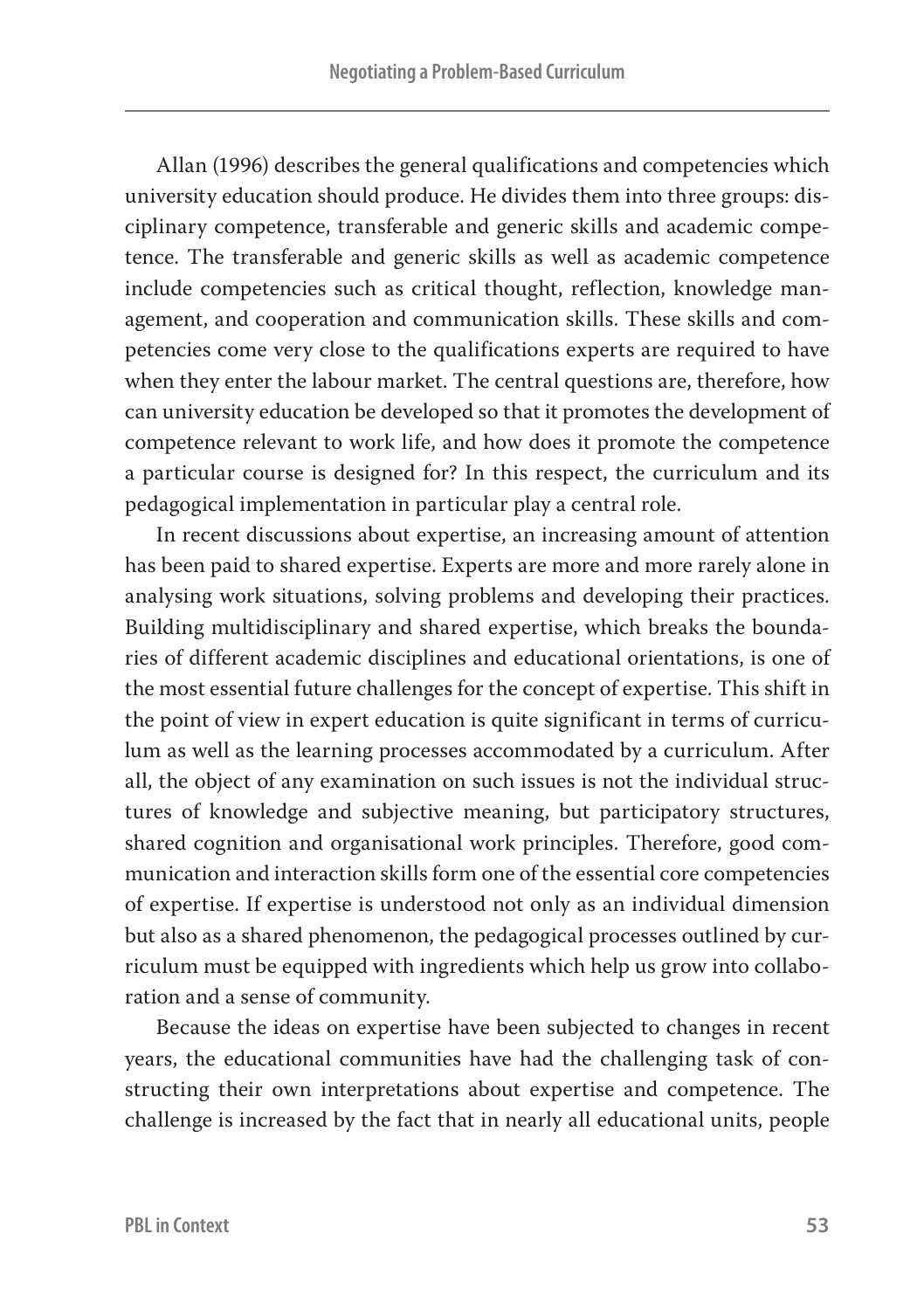Allan (1996) describes the general qualifications and competencies which university education should produce. He divides them into three groups: disciplinary competence, transferable and generic skills and academic competence. The transferable and generic skills as well as academic competence include competencies such as critical thought, reflection, knowledge management, and cooperation and communication skills. These skills and competencies come very close to the qualifications experts are required to have when they enter the labour market. The central questions are, therefore, how can university education be developed so that it promotes the development of competence relevant to work life, and how does it promote the competence a particular course is designed for? In this respect, the curriculum and its pedagogical implementation in particular play a central role.

In recent discussions about expertise, an increasing amount of attention has been paid to shared expertise. Experts are more and more rarely alone in analysing work situations, solving problems and developing their practices. Building multidisciplinary and shared expertise, which breaks the boundaries of different academic disciplines and educational orientations, is one of the most essential future challenges for the concept of expertise. This shift in the point of view in expert education is quite significant in terms of curriculum as well as the learning processes accommodated by a curriculum. After all, the object of any examination on such issues is not the individual structures of knowledge and subjective meaning, but participatory structures, shared cognition and organisational work principles. Therefore, good communication and interaction skills form one of the essential core competencies of expertise. If expertise is understood not only as an individual dimension but also as a shared phenomenon, the pedagogical processes outlined by curriculum must be equipped with ingredients which help us grow into collaboration and a sense of community.

Because the ideas on expertise have been subjected to changes in recent years, the educational communities have had the challenging task of constructing their own interpretations about expertise and competence. The challenge is increased by the fact that in nearly all educational units, people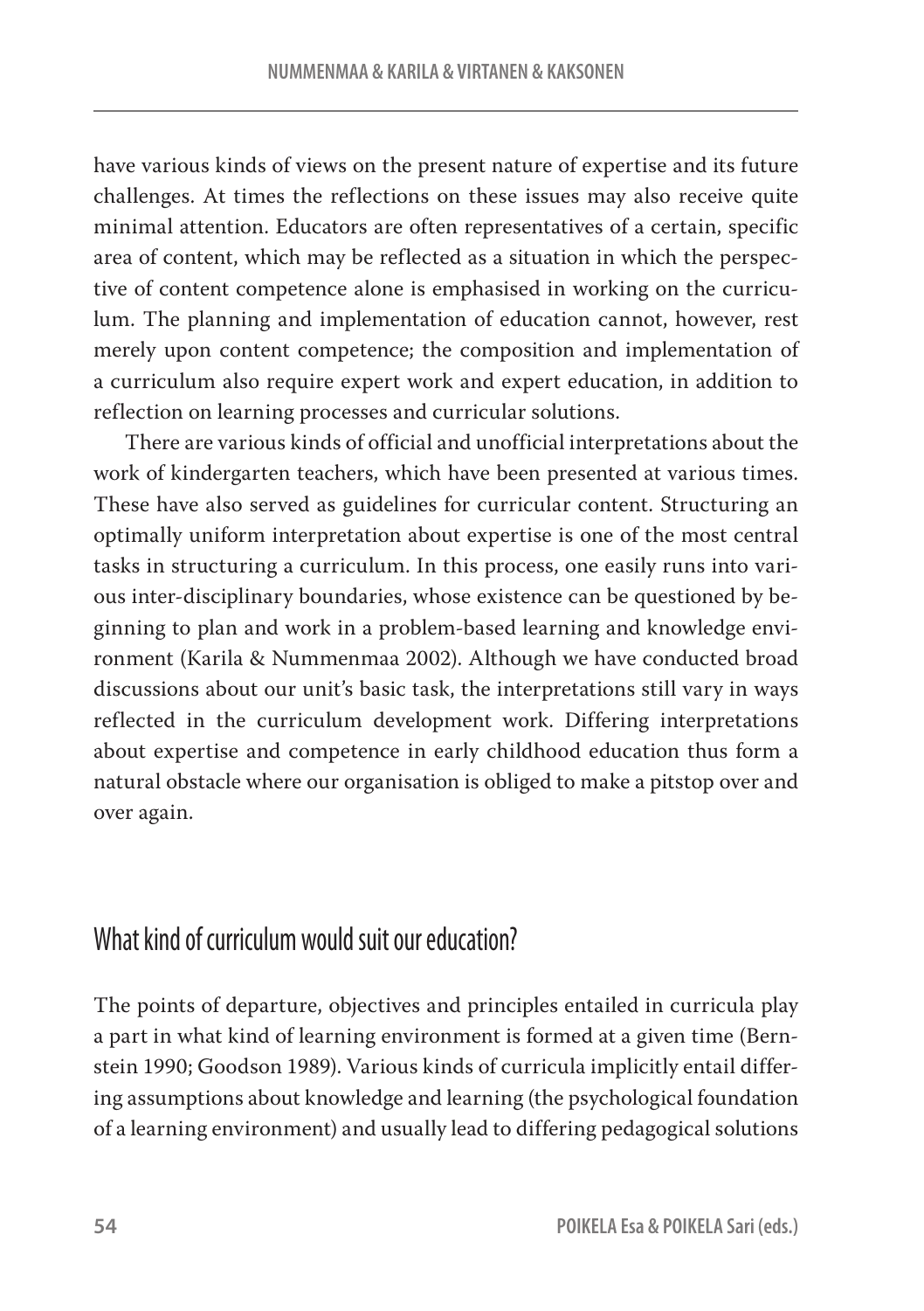have various kinds of views on the present nature of expertise and its future challenges. At times the reflections on these issues may also receive quite minimal attention. Educators are often representatives of a certain, specific area of content, which may be reflected as a situation in which the perspective of content competence alone is emphasised in working on the curriculum. The planning and implementation of education cannot, however, rest merely upon content competence; the composition and implementation of a curriculum also require expert work and expert education, in addition to reflection on learning processes and curricular solutions.

There are various kinds of official and unofficial interpretations about the work of kindergarten teachers, which have been presented at various times. These have also served as guidelines for curricular content. Structuring an optimally uniform interpretation about expertise is one of the most central tasks in structuring a curriculum. In this process, one easily runs into various inter-disciplinary boundaries, whose existence can be questioned by beginning to plan and work in a problem-based learning and knowledge environment (Karila & Nummenmaa 2002). Although we have conducted broad discussions about our unit's basic task, the interpretations still vary in ways reflected in the curriculum development work. Differing interpretations about expertise and competence in early childhood education thus form a natural obstacle where our organisation is obliged to make a pitstop over and over again.

## What kind of curriculum would suit our education?

The points of departure, objectives and principles entailed in curricula play a part in what kind of learning environment is formed at a given time (Bernstein 1990; Goodson 1989). Various kinds of curricula implicitly entail differing assumptions about knowledge and learning (the psychological foundation of a learning environment) and usually lead to differing pedagogical solutions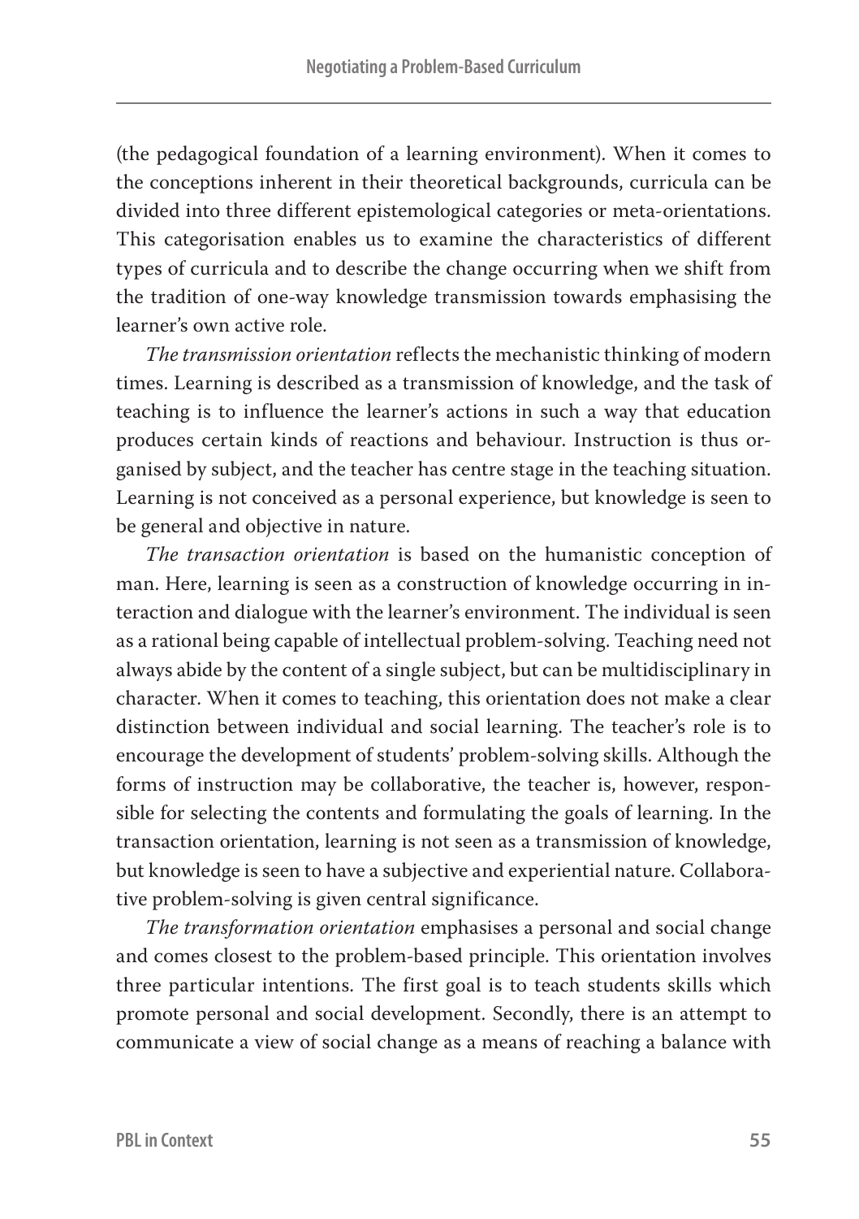(the pedagogical foundation of a learning environment). When it comes to the conceptions inherent in their theoretical backgrounds, curricula can be divided into three different epistemological categories or meta-orientations. This categorisation enables us to examine the characteristics of different types of curricula and to describe the change occurring when we shift from the tradition of one-way knowledge transmission towards emphasising the learner's own active role.

*The transmission orientation* reflects the mechanistic thinking of modern times. Learning is described as a transmission of knowledge, and the task of teaching is to influence the learner's actions in such a way that education produces certain kinds of reactions and behaviour. Instruction is thus organised by subject, and the teacher has centre stage in the teaching situation. Learning is not conceived as a personal experience, but knowledge is seen to be general and objective in nature.

*The transaction orientation* is based on the humanistic conception of man. Here, learning is seen as a construction of knowledge occurring in interaction and dialogue with the learner's environment. The individual is seen as a rational being capable of intellectual problem-solving. Teaching need not always abide by the content of a single subject, but can be multidisciplinary in character. When it comes to teaching, this orientation does not make a clear distinction between individual and social learning. The teacher's role is to encourage the development of students' problem-solving skills. Although the forms of instruction may be collaborative, the teacher is, however, responsible for selecting the contents and formulating the goals of learning. In the transaction orientation, learning is not seen as a transmission of knowledge, but knowledge is seen to have a subjective and experiential nature. Collaborative problem-solving is given central significance.

*The transformation orientation* emphasises a personal and social change and comes closest to the problem-based principle. This orientation involves three particular intentions. The first goal is to teach students skills which promote personal and social development. Secondly, there is an attempt to communicate a view of social change as a means of reaching a balance with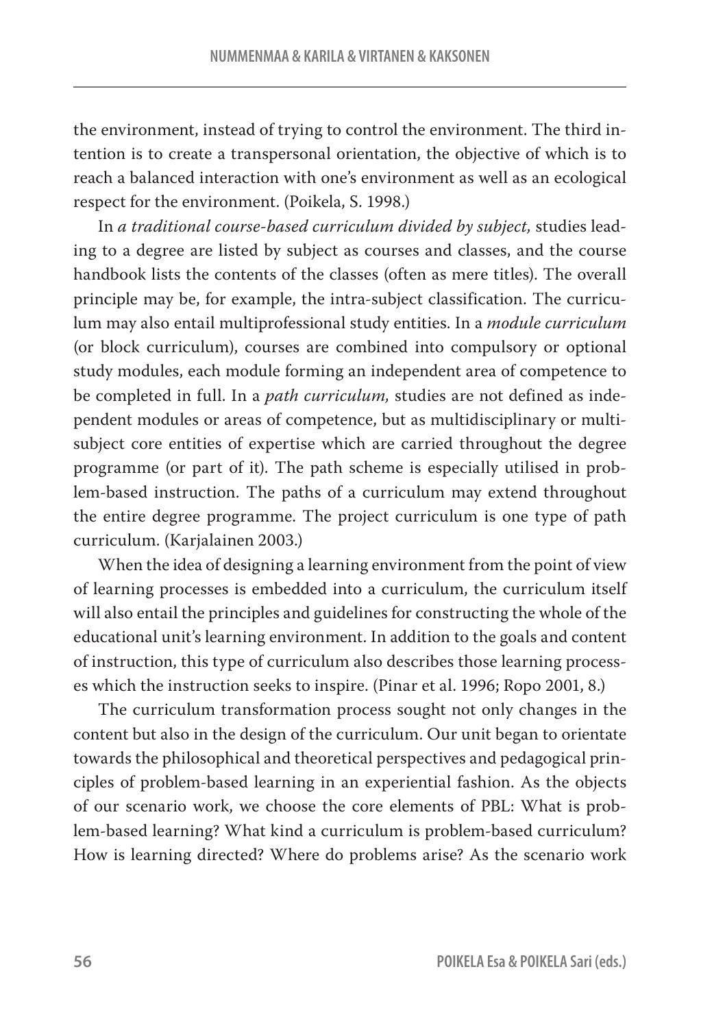the environment, instead of trying to control the environment. The third intention is to create a transpersonal orientation, the objective of which is to reach a balanced interaction with one's environment as well as an ecological respect for the environment. (Poikela, S. 1998.)

In *a traditional course-based curriculum divided by subject,* studies leading to a degree are listed by subject as courses and classes, and the course handbook lists the contents of the classes (often as mere titles). The overall principle may be, for example, the intra-subject classification. The curriculum may also entail multiprofessional study entities. In a *module curriculum* (or block curriculum), courses are combined into compulsory or optional study modules, each module forming an independent area of competence to be completed in full. In a *path curriculum,* studies are not defined as independent modules or areas of competence, but as multidisciplinary or multisubject core entities of expertise which are carried throughout the degree programme (or part of it). The path scheme is especially utilised in problem-based instruction. The paths of a curriculum may extend throughout the entire degree programme. The project curriculum is one type of path curriculum. (Karjalainen 2003.)

When the idea of designing a learning environment from the point of view of learning processes is embedded into a curriculum, the curriculum itself will also entail the principles and guidelines for constructing the whole of the educational unit's learning environment. In addition to the goals and content of instruction, this type of curriculum also describes those learning processes which the instruction seeks to inspire. (Pinar et al. 1996; Ropo 2001, 8.)

The curriculum transformation process sought not only changes in the content but also in the design of the curriculum. Our unit began to orientate towards the philosophical and theoretical perspectives and pedagogical principles of problem-based learning in an experiential fashion. As the objects of our scenario work, we choose the core elements of PBL: What is problem-based learning? What kind a curriculum is problem-based curriculum? How is learning directed? Where do problems arise? As the scenario work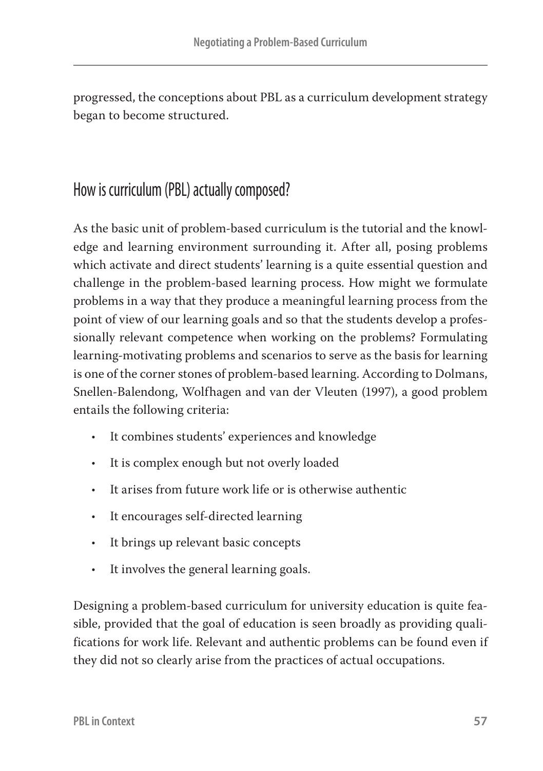progressed, the conceptions about PBL as a curriculum development strategy began to become structured.

## How is curriculum (PBL) actually composed?

As the basic unit of problem-based curriculum is the tutorial and the knowledge and learning environment surrounding it. After all, posing problems which activate and direct students' learning is a quite essential question and challenge in the problem-based learning process. How might we formulate problems in a way that they produce a meaningful learning process from the point of view of our learning goals and so that the students develop a professionally relevant competence when working on the problems? Formulating learning-motivating problems and scenarios to serve as the basis for learning is one of the corner stones of problem-based learning. According to Dolmans, Snellen-Balendong, Wolfhagen and van der Vleuten (1997), a good problem entails the following criteria:

- It combines students' experiences and knowledge
- It is complex enough but not overly loaded
- It arises from future work life or is otherwise authentic
- It encourages self-directed learning
- It brings up relevant basic concepts
- It involves the general learning goals.

Designing a problem-based curriculum for university education is quite feasible, provided that the goal of education is seen broadly as providing qualifications for work life. Relevant and authentic problems can be found even if they did not so clearly arise from the practices of actual occupations.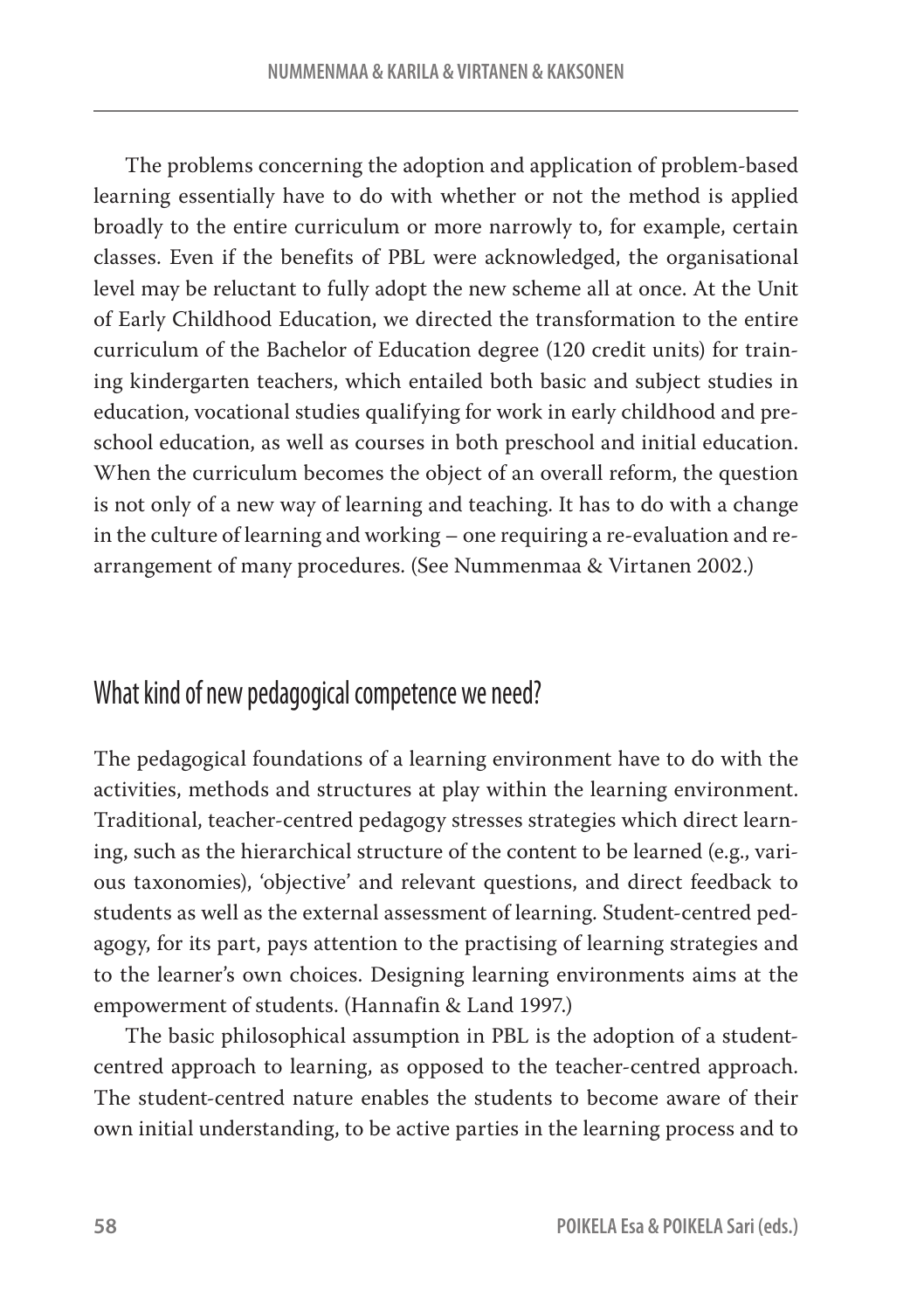The problems concerning the adoption and application of problem-based learning essentially have to do with whether or not the method is applied broadly to the entire curriculum or more narrowly to, for example, certain classes. Even if the benefits of PBL were acknowledged, the organisational level may be reluctant to fully adopt the new scheme all at once. At the Unit of Early Childhood Education, we directed the transformation to the entire curriculum of the Bachelor of Education degree (120 credit units) for training kindergarten teachers, which entailed both basic and subject studies in education, vocational studies qualifying for work in early childhood and preschool education, as well as courses in both preschool and initial education. When the curriculum becomes the object of an overall reform, the question is not only of a new way of learning and teaching. It has to do with a change in the culture of learning and working – one requiring a re-evaluation and rearrangement of many procedures. (See Nummenmaa & Virtanen 2002.)

## What kind of new pedagogical competence we need?

The pedagogical foundations of a learning environment have to do with the activities, methods and structures at play within the learning environment. Traditional, teacher-centred pedagogy stresses strategies which direct learning, such as the hierarchical structure of the content to be learned (e.g., various taxonomies), 'objective' and relevant questions, and direct feedback to students as well as the external assessment of learning. Student-centred pedagogy, for its part, pays attention to the practising of learning strategies and to the learner's own choices. Designing learning environments aims at the empowerment of students. (Hannafin & Land 1997.)

The basic philosophical assumption in PBL is the adoption of a student-centred approach to learning, as opposed to the teacher-centred approach. The student-centred nature enables the students to become aware of their own initial understanding, to be active parties in the learning process and to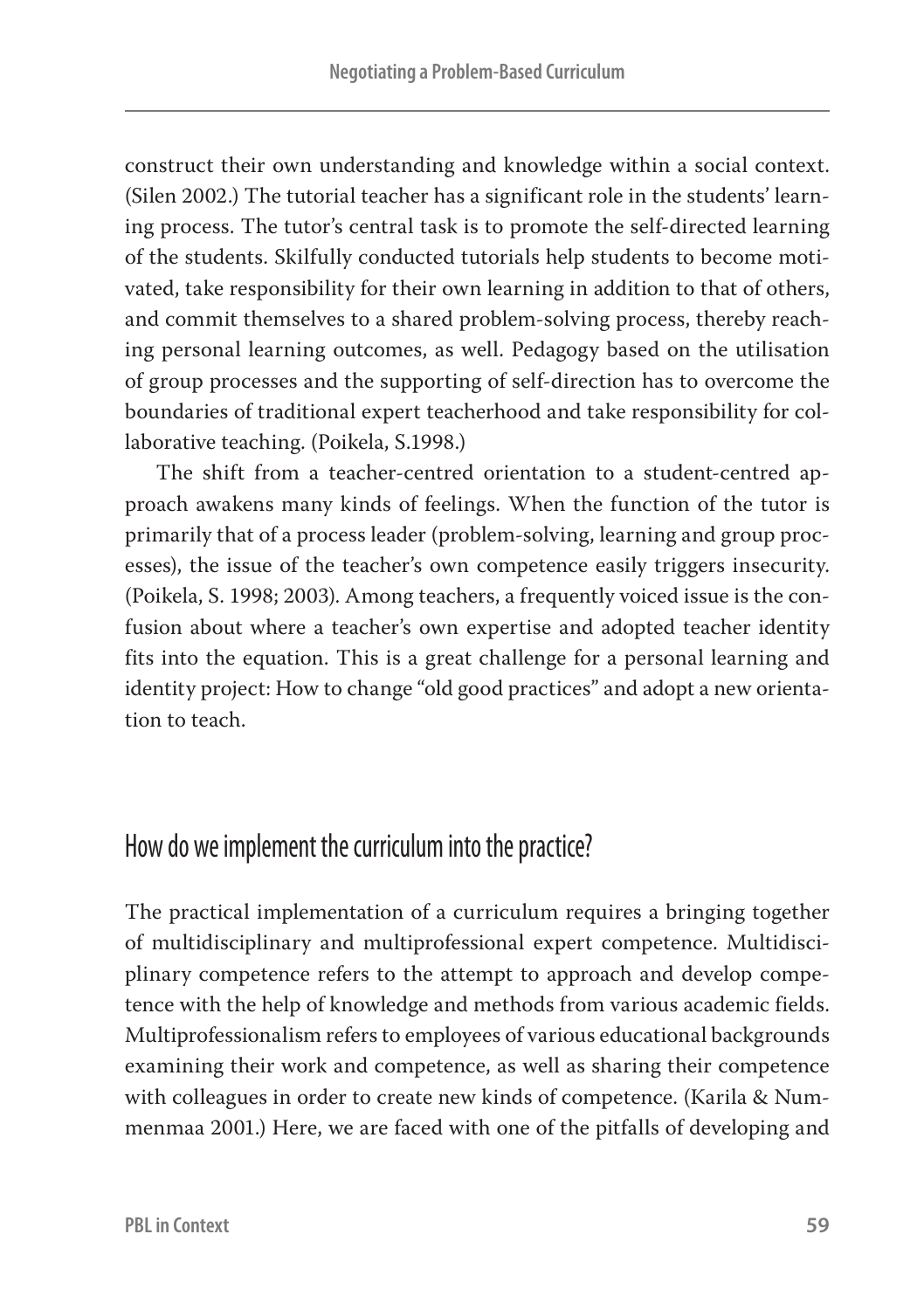construct their own understanding and knowledge within a social context. (Silen 2002.) The tutorial teacher has a significant role in the students' learning process. The tutor's central task is to promote the self-directed learning of the students. Skilfully conducted tutorials help students to become motivated, take responsibility for their own learning in addition to that of others, and commit themselves to a shared problem-solving process, thereby reaching personal learning outcomes, as well. Pedagogy based on the utilisation of group processes and the supporting of self-direction has to overcome the boundaries of traditional expert teacherhood and take responsibility for collaborative teaching. (Poikela, S.1998.)

The shift from a teacher-centred orientation to a student-centred approach awakens many kinds of feelings. When the function of the tutor is primarily that of a process leader (problem-solving, learning and group processes), the issue of the teacher's own competence easily triggers insecurity. (Poikela, S. 1998; 2003). Among teachers, a frequently voiced issue is the confusion about where a teacher's own expertise and adopted teacher identity fits into the equation. This is a great challenge for a personal learning and identity project: How to change "old good practices" and adopt a new orientation to teach.

## How do we implement the curriculum into the practice?

The practical implementation of a curriculum requires a bringing together of multidisciplinary and multiprofessional expert competence. Multidisciplinary competence refers to the attempt to approach and develop competence with the help of knowledge and methods from various academic fields. Multiprofessionalism refers to employees of various educational backgrounds examining their work and competence, as well as sharing their competence with colleagues in order to create new kinds of competence. (Karila & Nummenmaa 2001.) Here, we are faced with one of the pitfalls of developing and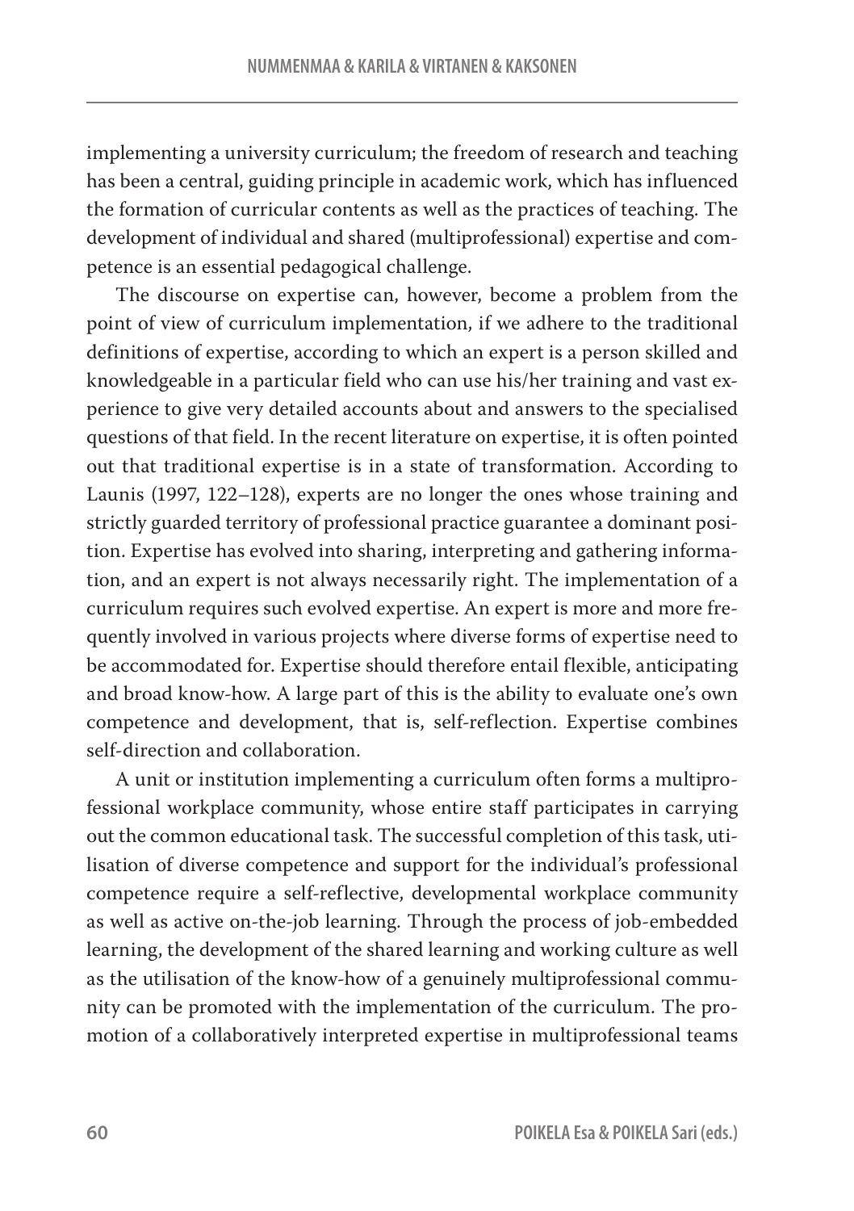implementing a university curriculum; the freedom of research and teaching has been a central, guiding principle in academic work, which has influenced the formation of curricular contents as well as the practices of teaching. The development of individual and shared (multiprofessional) expertise and competence is an essential pedagogical challenge.

The discourse on expertise can, however, become a problem from the point of view of curriculum implementation, if we adhere to the traditional definitions of expertise, according to which an expert is a person skilled and knowledgeable in a particular field who can use his/her training and vast experience to give very detailed accounts about and answers to the specialised questions of that field. In the recent literature on expertise, it is often pointed out that traditional expertise is in a state of transformation. According to Launis (1997, 122–128), experts are no longer the ones whose training and strictly guarded territory of professional practice guarantee a dominant position. Expertise has evolved into sharing, interpreting and gathering information, and an expert is not always necessarily right. The implementation of a curriculum requires such evolved expertise. An expert is more and more frequently involved in various projects where diverse forms of expertise need to be accommodated for. Expertise should therefore entail flexible, anticipating and broad know-how. A large part of this is the ability to evaluate one's own competence and development, that is, self-reflection. Expertise combines self-direction and collaboration.

A unit or institution implementing a curriculum often forms a multiprofessional workplace community, whose entire staff participates in carrying out the common educational task. The successful completion of this task, utilisation of diverse competence and support for the individual's professional competence require a self-reflective, developmental workplace community as well as active on-the-job learning. Through the process of job-embedded learning, the development of the shared learning and working culture as well as the utilisation of the know-how of a genuinely multiprofessional community can be promoted with the implementation of the curriculum. The promotion of a collaboratively interpreted expertise in multiprofessional teams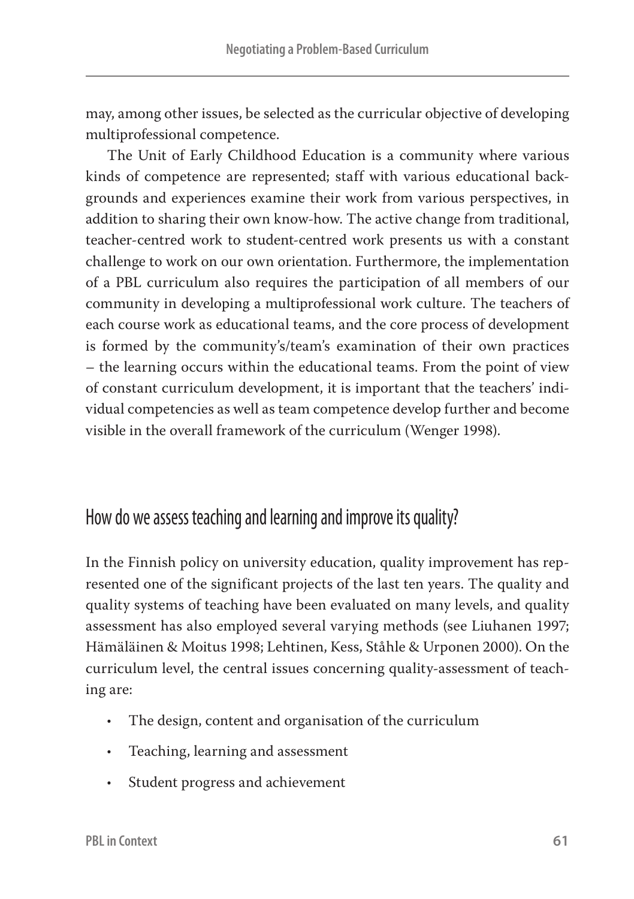may, among other issues, be selected as the curricular objective of developing multiprofessional competence.

The Unit of Early Childhood Education is a community where various kinds of competence are represented; staff with various educational backgrounds and experiences examine their work from various perspectives, in addition to sharing their own know-how. The active change from traditional, teacher-centred work to student-centred work presents us with a constant challenge to work on our own orientation. Furthermore, the implementation of a PBL curriculum also requires the participation of all members of our community in developing a multiprofessional work culture. The teachers of each course work as educational teams, and the core process of development is formed by the community's/team's examination of their own practices – the learning occurs within the educational teams. From the point of view of constant curriculum development, it is important that the teachers' individual competencies as well as team competence develop further and become visible in the overall framework of the curriculum (Wenger 1998).

## How do we assess teaching and learning and improve its quality?

In the Finnish policy on university education, quality improvement has represented one of the significant projects of the last ten years. The quality and quality systems of teaching have been evaluated on many levels, and quality assessment has also employed several varying methods (see Liuhanen 1997; Hämäläinen & Moitus 1998; Lehtinen, Kess, Ståhle & Urponen 2000). On the curriculum level, the central issues concerning quality-assessment of teaching are:

- The design, content and organisation of the curriculum
- Teaching, learning and assessment
- Student progress and achievement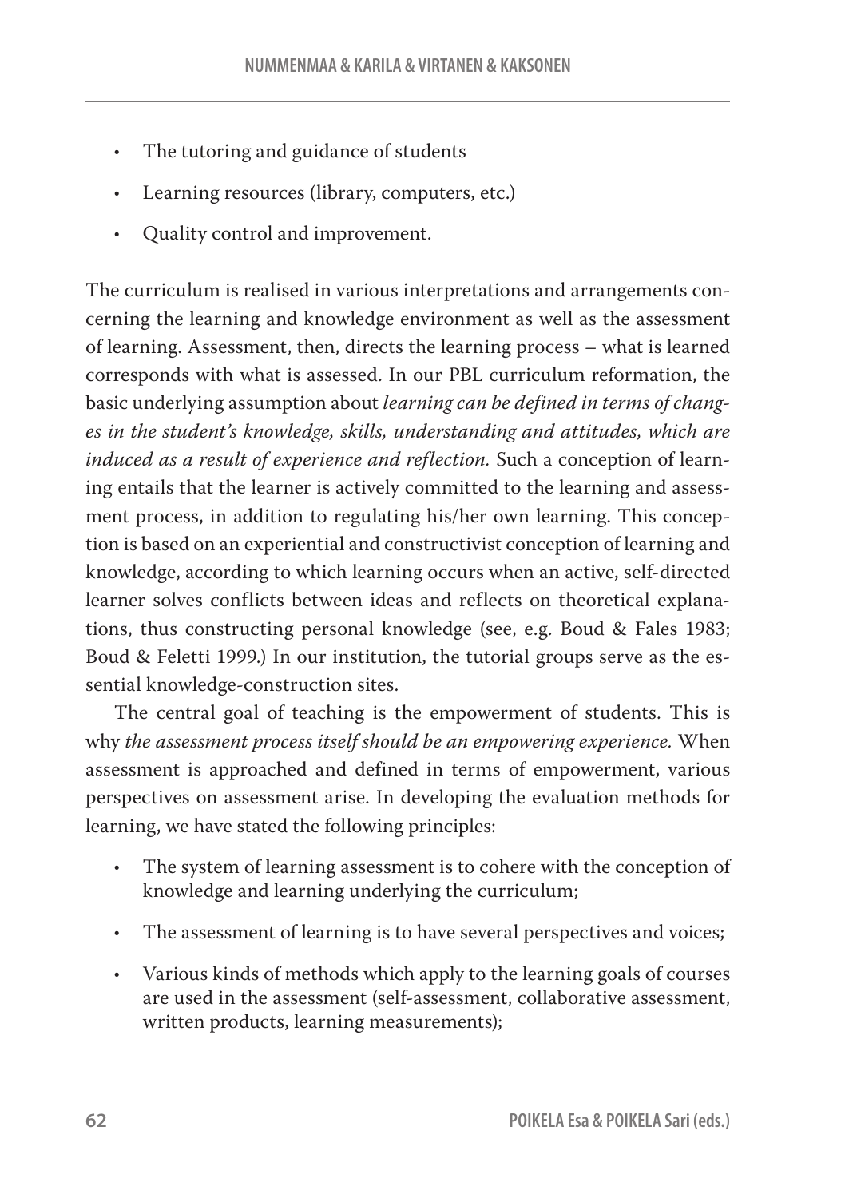- The tutoring and guidance of students
- Learning resources (library, computers, etc.)
- Quality control and improvement.

The curriculum is realised in various interpretations and arrangements concerning the learning and knowledge environment as well as the assessment of learning. Assessment, then, directs the learning process – what is learned corresponds with what is assessed. In our PBL curriculum reformation, the basic underlying assumption about *learning can be defined in terms of changes in the student's knowledge, skills, understanding and attitudes, which are induced as a result of experience and reflection.* Such a conception of learning entails that the learner is actively committed to the learning and assessment process, in addition to regulating his/her own learning. This conception is based on an experiential and constructivist conception of learning and knowledge, according to which learning occurs when an active, self-directed learner solves conflicts between ideas and reflects on theoretical explanations, thus constructing personal knowledge (see, e.g. Boud & Fales 1983; Boud & Feletti 1999.) In our institution, the tutorial groups serve as the essential knowledge-construction sites.

The central goal of teaching is the empowerment of students. This is why *the assessment process itself should be an empowering experience.* When assessment is approached and defined in terms of empowerment, various perspectives on assessment arise. In developing the evaluation methods for learning, we have stated the following principles:

- The system of learning assessment is to cohere with the conception of knowledge and learning underlying the curriculum;
- The assessment of learning is to have several perspectives and voices;
- Various kinds of methods which apply to the learning goals of courses are used in the assessment (self-assessment, collaborative assessment, written products, learning measurements);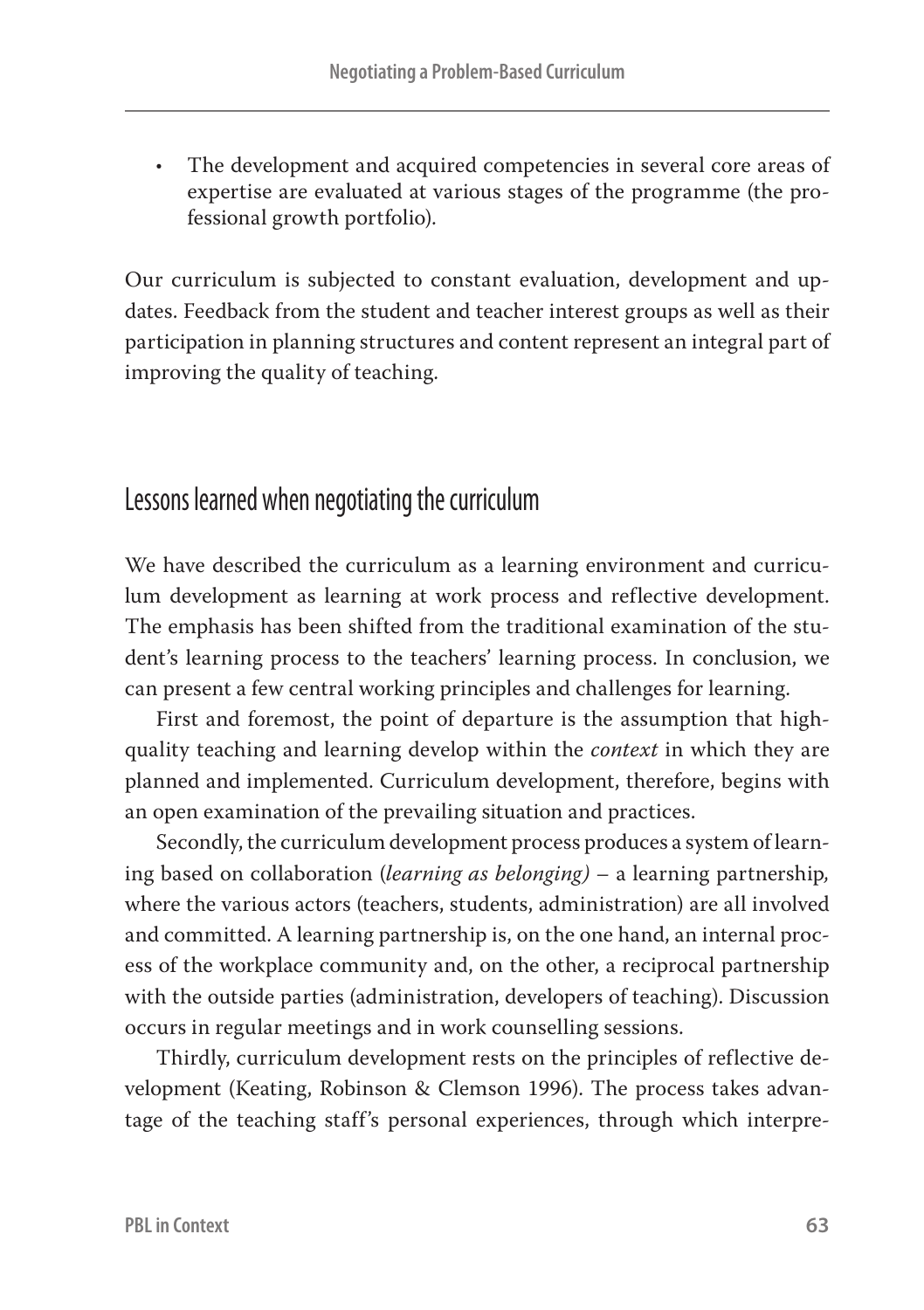- The development and acquired competencies in several core areas of expertise are evaluated at various stages of the programme (the professional growth portfolio).

Our curriculum is subjected to constant evaluation, development and updates. Feedback from the student and teacher interest groups as well as their participation in planning structures and content represent an integral part of improving the quality of teaching.

## Lessons learned when negotiating the curriculum

We have described the curriculum as a learning environment and curriculum development as learning at work process and reflective development. The emphasis has been shifted from the traditional examination of the student's learning process to the teachers' learning process. In conclusion, we can present a few central working principles and challenges for learning.

First and foremost, the point of departure is the assumption that high-quality teaching and learning develop within the *context* in which they are planned and implemented. Curriculum development, therefore, begins with an open examination of the prevailing situation and practices.

Secondly, the curriculum development process produces a system of learning based on collaboration (*learning as belonging)* – a learning partnership, where the various actors (teachers, students, administration) are all involved and committed. A learning partnership is, on the one hand, an internal process of the workplace community and, on the other, a reciprocal partnership with the outside parties (administration, developers of teaching). Discussion occurs in regular meetings and in work counselling sessions.

Thirdly, curriculum development rests on the principles of reflective development (Keating, Robinson & Clemson 1996). The process takes advantage of the teaching staff's personal experiences, through which interpre-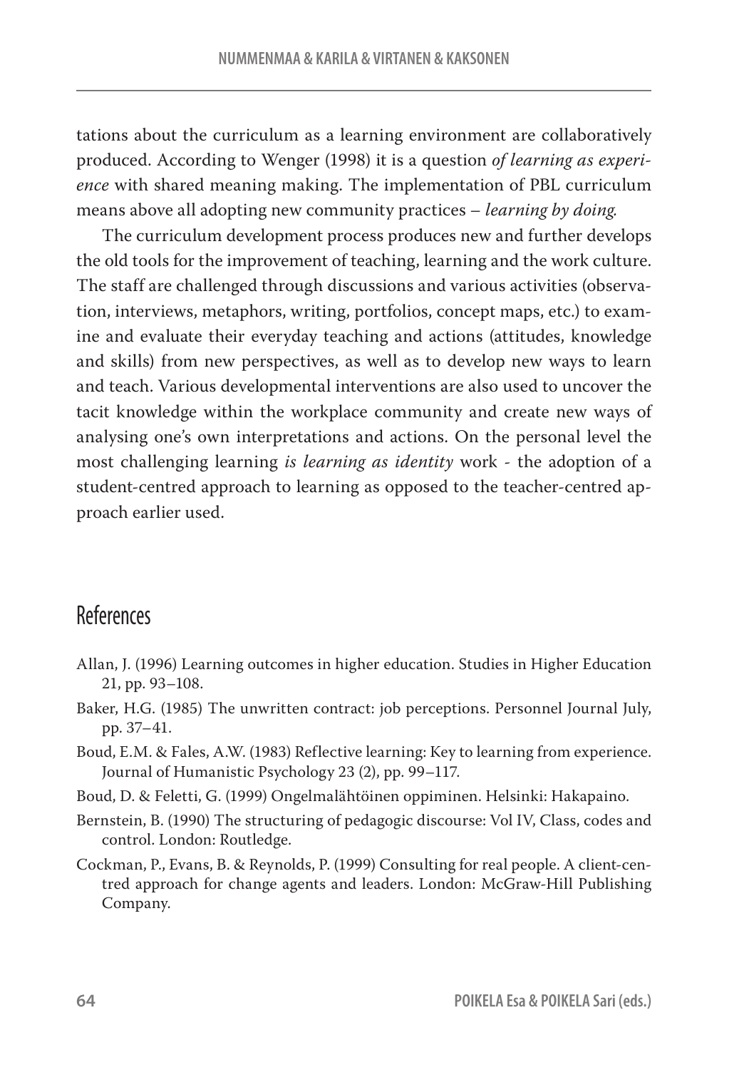tations about the curriculum as a learning environment are collaboratively produced. According to Wenger (1998) it is a question *of learning as experience* with shared meaning making. The implementation of PBL curriculum means above all adopting new community practices – *learning by doing.*

The curriculum development process produces new and further develops the old tools for the improvement of teaching, learning and the work culture. The staff are challenged through discussions and various activities (observation, interviews, metaphors, writing, portfolios, concept maps, etc.) to examine and evaluate their everyday teaching and actions (attitudes, knowledge and skills) from new perspectives, as well as to develop new ways to learn and teach. Various developmental interventions are also used to uncover the tacit knowledge within the workplace community and create new ways of analysing one's own interpretations and actions. On the personal level the most challenging learning *is learning as identity* work - the adoption of a student-centred approach to learning as opposed to the teacher-centred approach earlier used.

## References

Allan, J. (1996) Learning outcomes in higher education. Studies in Higher Education 21, pp. 93–108.

Baker, H.G. (1985) The unwritten contract: job perceptions. Personnel Journal July, pp. 37–41.

Boud, E.M. & Fales, A.W. (1983) Reflective learning: Key to learning from experience. Journal of Humanistic Psychology 23 (2), pp. 99–117.

Boud, D. & Feletti, G. (1999) Ongelmalähtöinen oppiminen. Helsinki: Hakapaino.

Bernstein, B. (1990) The structuring of pedagogic discourse: Vol IV, Class, codes and control. London: Routledge.

Cockman, P., Evans, B. & Reynolds, P. (1999) Consulting for real people. A client-centred approach for change agents and leaders. London: McGraw-Hill Publishing Company.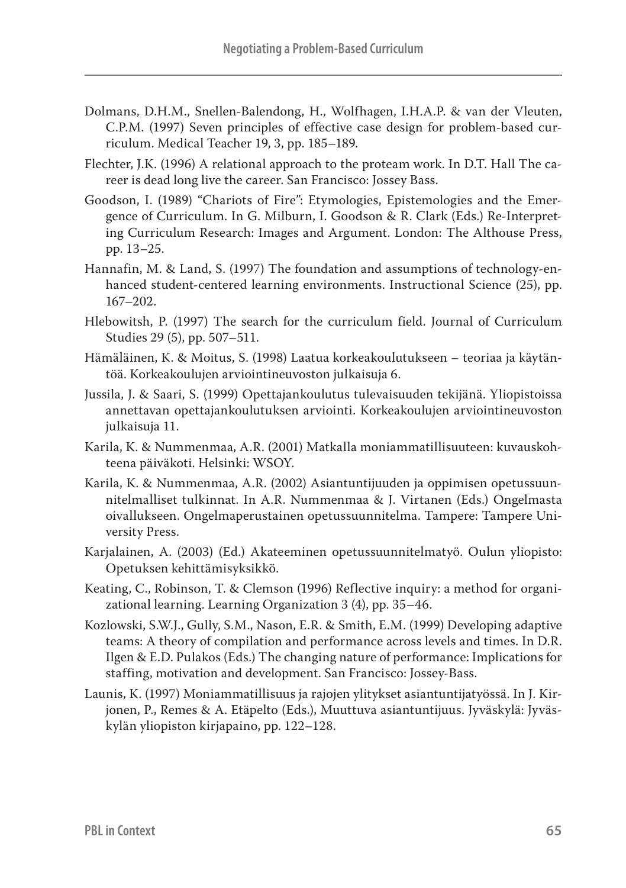Dolmans, D.H.M., Snellen-Balendong, H., Wolfhagen, I.H.A.P. & van der Vleuten, C.P.M. (1997) Seven principles of effective case design for problem-based curriculum. Medical Teacher 19, 3, pp. 185–189.

Flechter, J.K. (1996) A relational approach to the proteam work. In D.T. Hall The career is dead long live the career. San Francisco: Jossey Bass.

Goodson, I. (1989) "Chariots of Fire": Etymologies, Epistemologies and the Emergence of Curriculum. In G. Milburn, I. Goodson & R. Clark (Eds.) Re-Interpreting Curriculum Research: Images and Argument. London: The Althouse Press, pp. 13–25.

Hannafin, M. & Land, S. (1997) The foundation and assumptions of technology-enhanced student-centered learning environments. Instructional Science (25), pp. 167–202.

Hlebowitsh, P. (1997) The search for the curriculum field. Journal of Curriculum Studies 29 (5), pp. 507–511.

Hämäläinen, K. & Moitus, S. (1998) Laatua korkeakoulutukseen – teoriaa ja käytäntöä. Korkeakoulujen arviointineuvoston julkaisuja 6.

Jussila, J. & Saari, S. (1999) Opettajankoulutus tulevaisuuden tekijänä. Yliopistoissa annettavan opettajankoulutuksen arviointi. Korkeakoulujen arviointineuvoston julkaisuja 11.

Karila, K. & Nummenmaa, A.R. (2001) Matkalla moniammatillisuuteen: kuvauskohteena päiväkoti. Helsinki: WSOY.

Karila, K. & Nummenmaa, A.R. (2002) Asiantuntijuuden ja oppimisen opetussuunnitelmalliset tulkinnat. In A.R. Nummenmaa & J. Virtanen (Eds.) Ongelmasta oivallukseen. Ongelmaperustainen opetussuunnitelma. Tampere: Tampere University Press.

Karjalainen, A. (2003) (Ed.) Akateeminen opetussuunnitelmatyö. Oulun yliopisto: Opetuksen kehittämisyksikkö.

Keating, C., Robinson, T. & Clemson (1996) Reflective inquiry: a method for organizational learning. Learning Organization 3 (4), pp. 35–46.

Kozlowski, S.W.J., Gully, S.M., Nason, E.R. & Smith, E.M. (1999) Developing adaptive teams: A theory of compilation and performance across levels and times. In D.R. Ilgen & E.D. Pulakos (Eds.) The changing nature of performance: Implications for staffing, motivation and development. San Francisco: Jossey-Bass.

Launis, K. (1997) Moniammatillisuus ja rajojen ylitykset asiantuntijatyössä. In J. Kirjonen, P., Remes & A. Etäpelto (Eds.), Muuttuva asiantuntijuus. Jyväskylä: Jyväskylän yliopiston kirjapaino, pp. 122–128.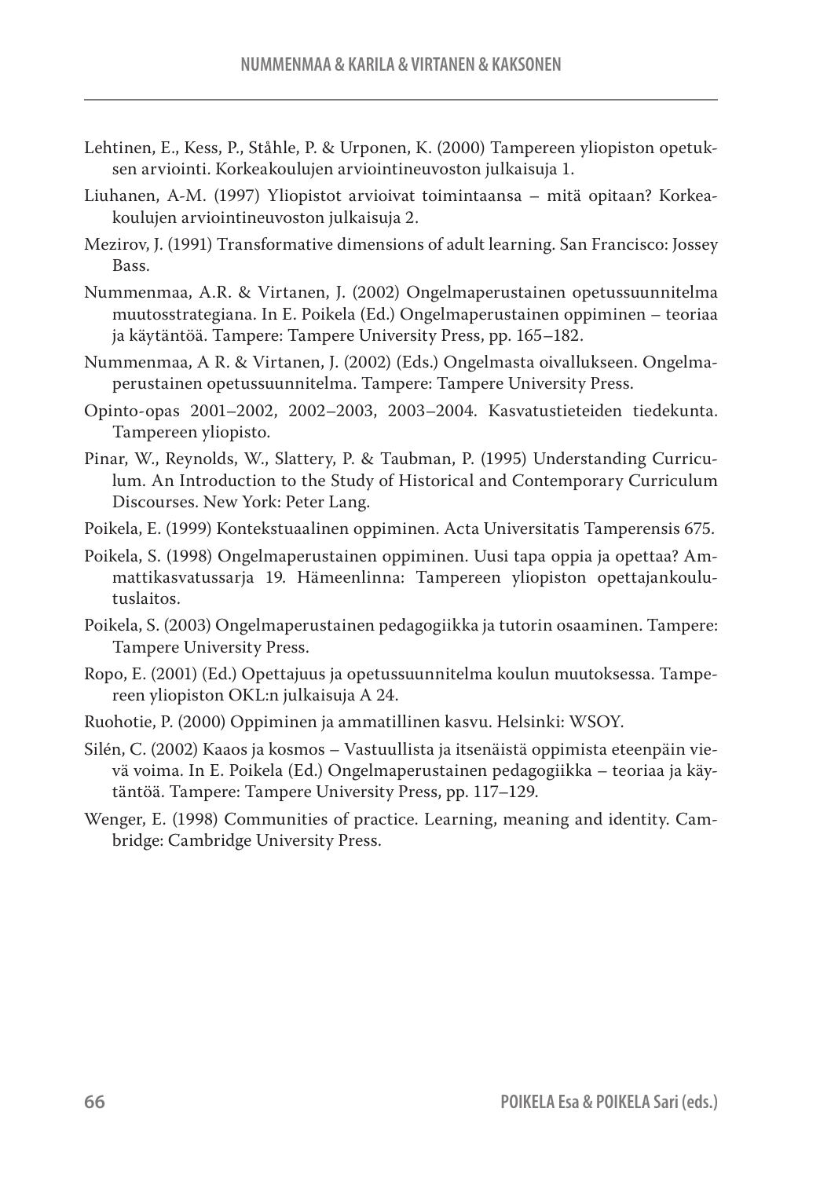Lehtinen, E., Kess, P., Ståhle, P. & Urponen, K. (2000) Tampereen yliopiston opetuksen arviointi. Korkeakoulujen arviointineuvoston julkaisuja 1.

Liuhanen, A-M. (1997) Yliopistot arvioivat toimintaansa – mitä opitaan? Korkeakoulujen arviointineuvoston julkaisuja 2.

Mezirov, J. (1991) Transformative dimensions of adult learning. San Francisco: Jossey Bass.

Nummenmaa, A.R. & Virtanen, J. (2002) Ongelmaperustainen opetussuunnitelma muutosstrategiana. In E. Poikela (Ed.) Ongelmaperustainen oppiminen – teoriaa ja käytäntöä. Tampere: Tampere University Press, pp. 165–182.

Nummenmaa, A R. & Virtanen, J. (2002) (Eds.) Ongelmasta oivallukseen. Ongelmaperustainen opetussuunnitelma. Tampere: Tampere University Press.

Opinto-opas 2001–2002, 2002–2003, 2003–2004. Kasvatustieteiden tiedekunta. Tampereen yliopisto.

Pinar, W., Reynolds, W., Slattery, P. & Taubman, P. (1995) Understanding Curriculum. An Introduction to the Study of Historical and Contemporary Curriculum Discourses. New York: Peter Lang.

Poikela, E. (1999) Kontekstuaalinen oppiminen. Acta Universitatis Tamperensis 675.

Poikela, S. (1998) Ongelmaperustainen oppiminen. Uusi tapa oppia ja opettaa? Ammattikasvatussarja 19. Hämeenlinna: Tampereen yliopiston opettajankoulutuslaitos.

Poikela, S. (2003) Ongelmaperustainen pedagogiikka ja tutorin osaaminen. Tampere: Tampere University Press.

Ropo, E. (2001) (Ed.) Opettajuus ja opetussuunnitelma koulun muutoksessa. Tampereen yliopiston OKL:n julkaisuja A 24.

Ruohotie, P. (2000) Oppiminen ja ammatillinen kasvu. Helsinki: WSOY.

Silén, C. (2002) Kaaos ja kosmos – Vastuullista ja itsenäistä oppimista eteenpäin vievä voima. In E. Poikela (Ed.) Ongelmaperustainen pedagogiikka – teoriaa ja käytäntöä. Tampere: Tampere University Press, pp. 117–129.

Wenger, E. (1998) Communities of practice. Learning, meaning and identity. Cambridge: Cambridge University Press.